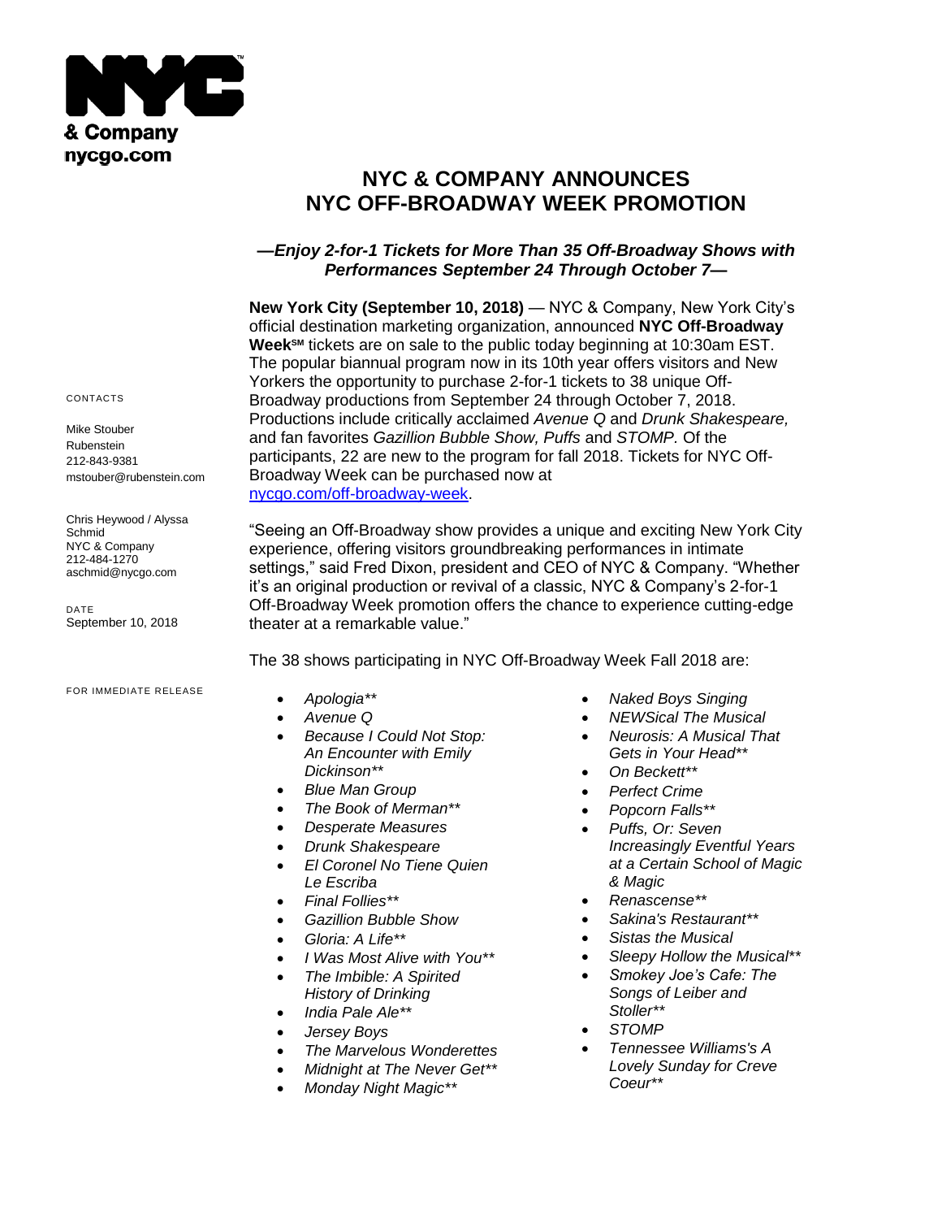& Company
nycgo.com

# NYC & COMPANY ANNOUNCES NYC OFF-BROADWAY WEEK PROMOTION

***—Enjoy 2-for-1 Tickets for More Than 35 Off-Broadway Shows with Performances September 24 Through October 7—***

CONTACTS

Mike Stouber
Rubenstein
212-843-9381
mstouber@rubenstein.com

Chris Heywood / Alyssa Schmid
NYC & Company
212-484-1270
aschmid@nycgo.com

DATE
September 10, 2018

FOR IMMEDIATE RELEASE

**New York City (September 10, 2018)** — NYC & Company, New York City's official destination marketing organization, announced **NYC Off-Broadway Week℠** tickets are on sale to the public today beginning at 10:30am EST. The popular biannual program now in its 10th year offers visitors and New Yorkers the opportunity to purchase 2-for-1 tickets to 38 unique Off-Broadway productions from September 24 through October 7, 2018. Productions include critically acclaimed *Avenue Q* and *Drunk Shakespeare,* and fan favorites *Gazillion Bubble Show, Puffs* and *STOMP.* Of the participants, 22 are new to the program for fall 2018. Tickets for NYC Off-Broadway Week can be purchased now at [nycgo.com/off-broadway-week](nycgo.com/off-broadway-week).

"Seeing an Off-Broadway show provides a unique and exciting New York City experience, offering visitors groundbreaking performances in intimate settings," said Fred Dixon, president and CEO of NYC & Company. "Whether it's an original production or revival of a classic, NYC & Company's 2-for-1 Off-Broadway Week promotion offers the chance to experience cutting-edge theater at a remarkable value."

The 38 shows participating in NYC Off-Broadway Week Fall 2018 are:

- *Apologia***
- *Avenue Q*
- *Because I Could Not Stop: An Encounter with Emily Dickinson***
- *Blue Man Group*
- *The Book of Merman***
- *Desperate Measures*
- *Drunk Shakespeare*
- *El Coronel No Tiene Quien Le Escriba*
- *Final Follies***
- *Gazillion Bubble Show*
- *Gloria: A Life***
- *I Was Most Alive with You***
- *The Imbible: A Spirited History of Drinking*
- *India Pale Ale***
- *Jersey Boys*
- *The Marvelous Wonderettes*
- *Midnight at The Never Get***
- *Monday Night Magic***
- *Naked Boys Singing*
- *NEWSical The Musical*
- *Neurosis: A Musical That Gets in Your Head***
- *On Beckett***
- *Perfect Crime*
- *Popcorn Falls***
- *Puffs, Or: Seven Increasingly Eventful Years at a Certain School of Magic & Magic*
- *Renascense***
- *Sakina's Restaurant***
- *Sistas the Musical*
- *Sleepy Hollow the Musical***
- *Smokey Joe's Cafe: The Songs of Leiber and Stoller***
- *STOMP*
- *Tennessee Williams's A Lovely Sunday for Creve Coeur***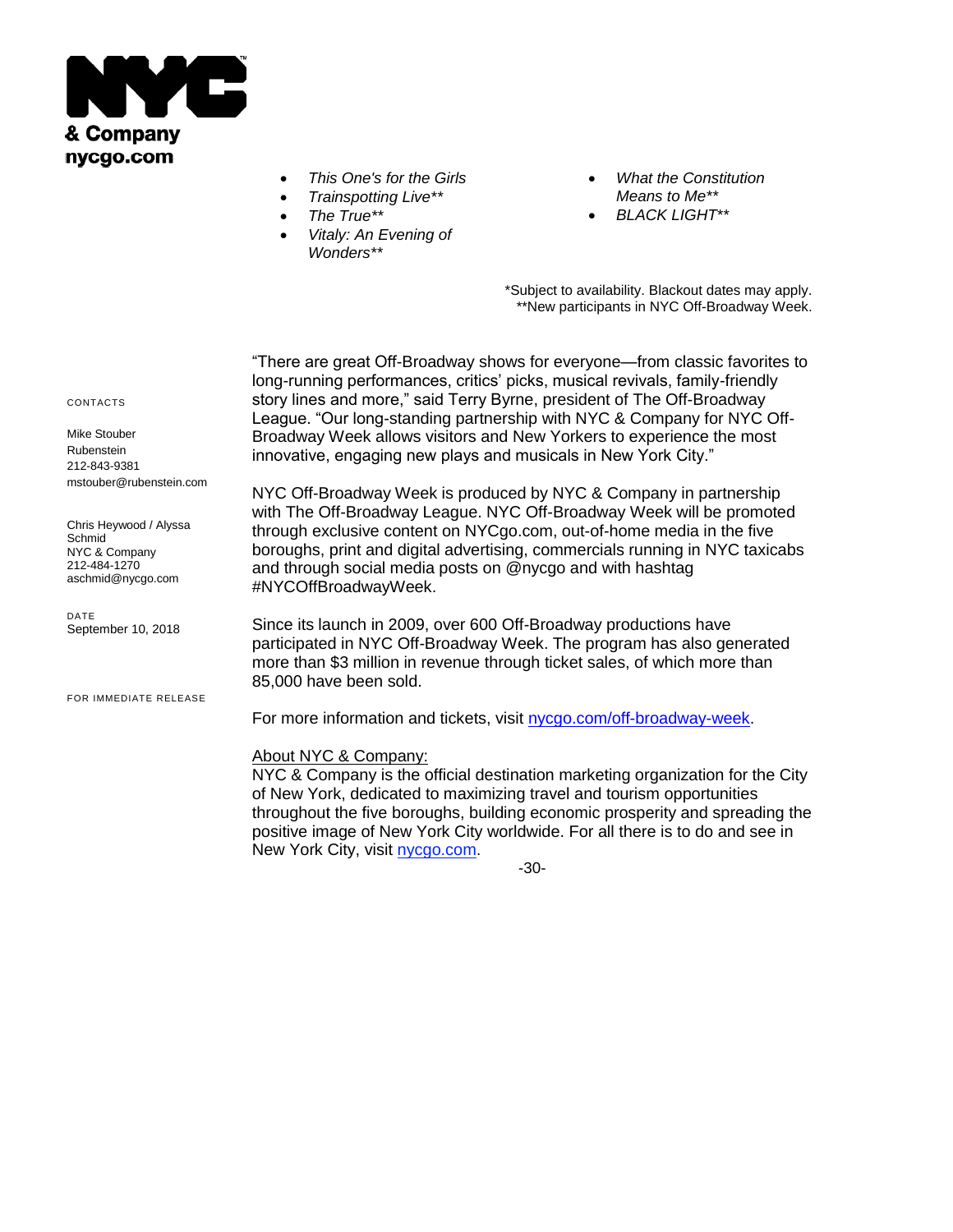**NYC & Company**
**nycgo.com**

- *This One's for the Girls*
- *Trainspotting Live***
- *The True***
- *Vitaly: An Evening of Wonders***
- *What the Constitution Means to Me***
- *BLACK LIGHT***

*Subject to availability. Blackout dates may apply.
**New participants in NYC Off-Broadway Week.

CONTACTS

Mike Stouber
Rubenstein
212-843-9381
mstouber@rubenstein.com

Chris Heywood / Alyssa Schmid
NYC & Company
212-484-1270
aschmid@nycgo.com

DATE
September 10, 2018

FOR IMMEDIATE RELEASE

"There are great Off-Broadway shows for everyone—from classic favorites to long-running performances, critics' picks, musical revivals, family-friendly story lines and more," said Terry Byrne, president of The Off-Broadway League. "Our long-standing partnership with NYC & Company for NYC Off-Broadway Week allows visitors and New Yorkers to experience the most innovative, engaging new plays and musicals in New York City."

NYC Off-Broadway Week is produced by NYC & Company in partnership with The Off-Broadway League. NYC Off-Broadway Week will be promoted through exclusive content on NYCgo.com, out-of-home media in the five boroughs, print and digital advertising, commercials running in NYC taxicabs and through social media posts on @nycgo and with hashtag #NYCOffBroadwayWeek.

Since its launch in 2009, over 600 Off-Broadway productions have participated in NYC Off-Broadway Week. The program has also generated more than $3 million in revenue through ticket sales, of which more than 85,000 have been sold.

For more information and tickets, visit [nycgo.com/off-broadway-week](nycgo.com/off-broadway-week).

About NYC & Company:

NYC & Company is the official destination marketing organization for the City of New York, dedicated to maximizing travel and tourism opportunities throughout the five boroughs, building economic prosperity and spreading the positive image of New York City worldwide. For all there is to do and see in New York City, visit [nycgo.com](nycgo.com).

-30-